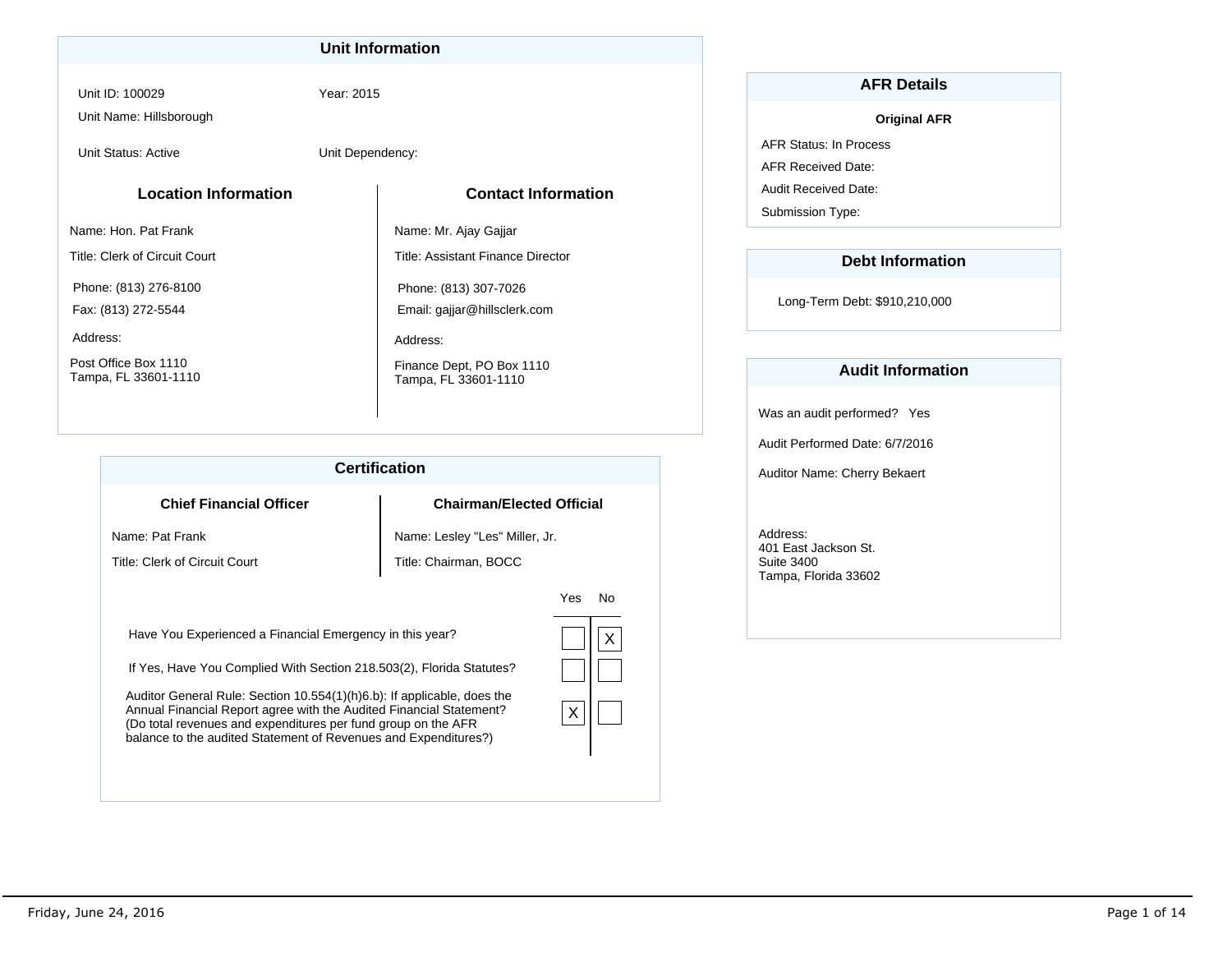## Unit Information

Unit ID: 100029

Year: 2015

Unit Name: Hillsborough

Unit Status: Active

Unit Dependency:

### Location Information

Name: Hon. Pat Frank

Title: Clerk of Circuit Court

Phone: (813) 276-8100

Fax: (813) 272-5544

Address:

Post Office Box 1110
Tampa, FL 33601-1110

### Contact Information

Name: Mr. Ajay Gajjar

Title: Assistant Finance Director

Phone: (813) 307-7026

Email: gajjar@hillsclerk.com

Address:

Finance Dept, PO Box 1110
Tampa, FL 33601-1110

## AFR Details

**Original AFR**

AFR Status: In Process

AFR Received Date:

Audit Received Date:

Submission Type:

## Debt Information

Long-Term Debt: $910,210,000

## Audit Information

Was an audit performed? Yes

Audit Performed Date: 6/7/2016

Auditor Name: Cherry Bekaert

Address:
401 East Jackson St.
Suite 3400
Tampa, Florida 33602

## Certification

### Chief Financial Officer

Name: Pat Frank

Title: Clerk of Circuit Court

### Chairman/Elected Official

Name: Lesley "Les" Miller, Jr.

Title: Chairman, BOCC

| Question | Yes | No |
|---|---|---|
| Have You Experienced a Financial Emergency in this year? | | X |
| If Yes, Have You Complied With Section 218.503(2), Florida Statutes? | | |
| Auditor General Rule: Section 10.554(1)(h)6.b): If applicable, does the Annual Financial Report agree with the Audited Financial Statement? (Do total revenues and expenditures per fund group on the AFR balance to the audited Statement of Revenues and Expenditures?) | X | |

Friday, June 24, 2016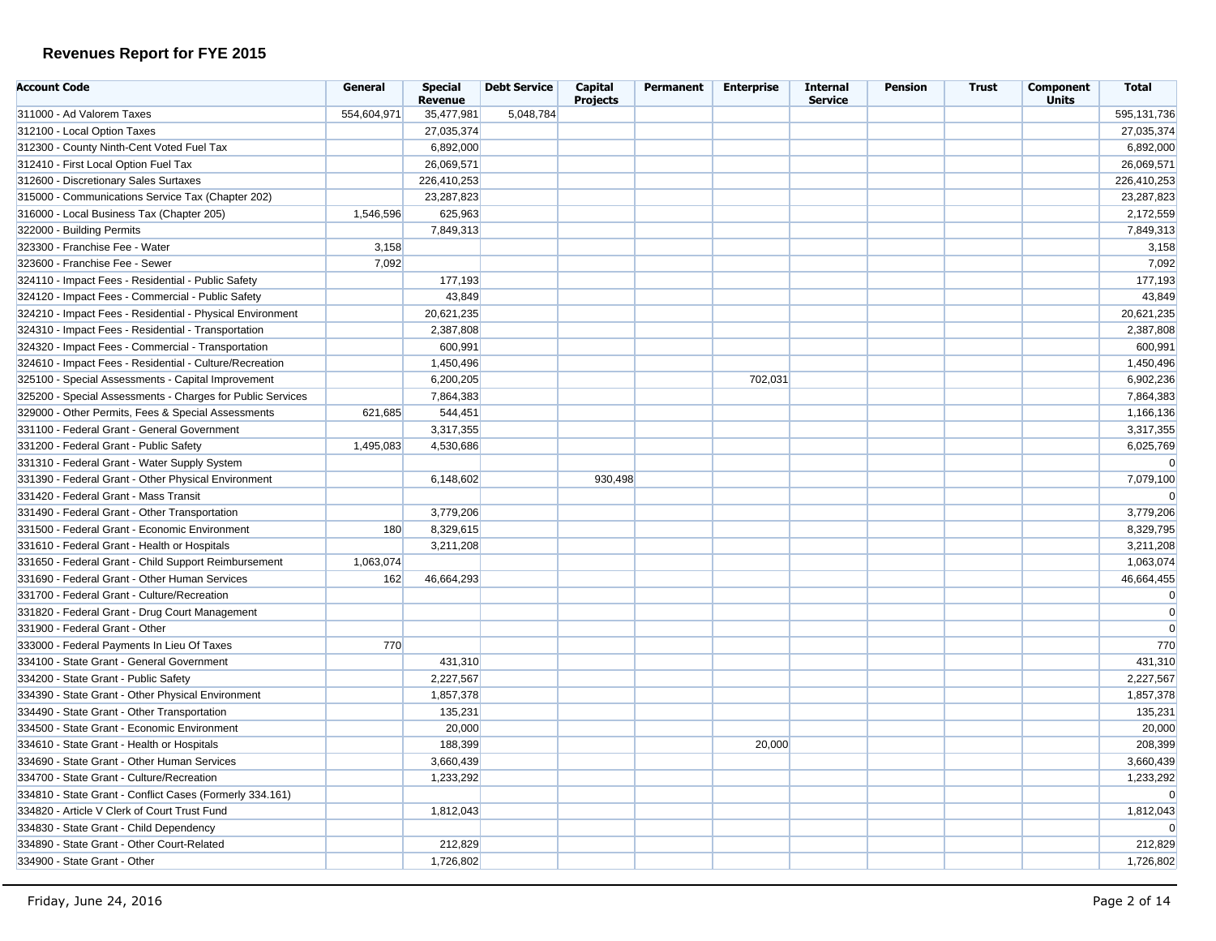## Revenues Report for FYE 2015

| Account Code | General | Special Revenue | Debt Service | Capital Projects | Permanent | Enterprise | Internal Service | Pension | Trust | Component Units | Total |
|---|---|---|---|---|---|---|---|---|---|---|---|
| 311000 - Ad Valorem Taxes | 554,604,971 | 35,477,981 | 5,048,784 | | | | | | | | 595,131,736 |
| 312100 - Local Option Taxes | | 27,035,374 | | | | | | | | | 27,035,374 |
| 312300 - County Ninth-Cent Voted Fuel Tax | | 6,892,000 | | | | | | | | | 6,892,000 |
| 312410 - First Local Option Fuel Tax | | 26,069,571 | | | | | | | | | 26,069,571 |
| 312600 - Discretionary Sales Surtaxes | | 226,410,253 | | | | | | | | | 226,410,253 |
| 315000 - Communications Service Tax (Chapter 202) | | 23,287,823 | | | | | | | | | 23,287,823 |
| 316000 - Local Business Tax (Chapter 205) | 1,546,596 | 625,963 | | | | | | | | | 2,172,559 |
| 322000 - Building Permits | | 7,849,313 | | | | | | | | | 7,849,313 |
| 323300 - Franchise Fee - Water | 3,158 | | | | | | | | | | 3,158 |
| 323600 - Franchise Fee - Sewer | 7,092 | | | | | | | | | | 7,092 |
| 324110 - Impact Fees - Residential - Public Safety | | 177,193 | | | | | | | | | 177,193 |
| 324120 - Impact Fees - Commercial - Public Safety | | 43,849 | | | | | | | | | 43,849 |
| 324210 - Impact Fees - Residential - Physical Environment | | 20,621,235 | | | | | | | | | 20,621,235 |
| 324310 - Impact Fees - Residential - Transportation | | 2,387,808 | | | | | | | | | 2,387,808 |
| 324320 - Impact Fees - Commercial - Transportation | | 600,991 | | | | | | | | | 600,991 |
| 324610 - Impact Fees - Residential - Culture/Recreation | | 1,450,496 | | | | | | | | | 1,450,496 |
| 325100 - Special Assessments - Capital Improvement | | 6,200,205 | | | | 702,031 | | | | | 6,902,236 |
| 325200 - Special Assessments - Charges for Public Services | | 7,864,383 | | | | | | | | | 7,864,383 |
| 329000 - Other Permits, Fees & Special Assessments | 621,685 | 544,451 | | | | | | | | | 1,166,136 |
| 331100 - Federal Grant - General Government | | 3,317,355 | | | | | | | | | 3,317,355 |
| 331200 - Federal Grant - Public Safety | 1,495,083 | 4,530,686 | | | | | | | | | 6,025,769 |
| 331310 - Federal Grant - Water Supply System | | | | | | | | | | | 0 |
| 331390 - Federal Grant - Other Physical Environment | | 6,148,602 | | 930,498 | | | | | | | 7,079,100 |
| 331420 - Federal Grant - Mass Transit | | | | | | | | | | | 0 |
| 331490 - Federal Grant - Other Transportation | | 3,779,206 | | | | | | | | | 3,779,206 |
| 331500 - Federal Grant - Economic Environment | 180 | 8,329,615 | | | | | | | | | 8,329,795 |
| 331610 - Federal Grant - Health or Hospitals | | 3,211,208 | | | | | | | | | 3,211,208 |
| 331650 - Federal Grant - Child Support Reimbursement | 1,063,074 | | | | | | | | | | 1,063,074 |
| 331690 - Federal Grant - Other Human Services | 162 | 46,664,293 | | | | | | | | | 46,664,455 |
| 331700 - Federal Grant - Culture/Recreation | | | | | | | | | | | 0 |
| 331820 - Federal Grant - Drug Court Management | | | | | | | | | | | 0 |
| 331900 - Federal Grant - Other | | | | | | | | | | | 0 |
| 333000 - Federal Payments In Lieu Of Taxes | 770 | | | | | | | | | | 770 |
| 334100 - State Grant - General Government | | 431,310 | | | | | | | | | 431,310 |
| 334200 - State Grant - Public Safety | | 2,227,567 | | | | | | | | | 2,227,567 |
| 334390 - State Grant - Other Physical Environment | | 1,857,378 | | | | | | | | | 1,857,378 |
| 334490 - State Grant - Other Transportation | | 135,231 | | | | | | | | | 135,231 |
| 334500 - State Grant - Economic Environment | | 20,000 | | | | | | | | | 20,000 |
| 334610 - State Grant - Health or Hospitals | | 188,399 | | | | 20,000 | | | | | 208,399 |
| 334690 - State Grant - Other Human Services | | 3,660,439 | | | | | | | | | 3,660,439 |
| 334700 - State Grant - Culture/Recreation | | 1,233,292 | | | | | | | | | 1,233,292 |
| 334810 - State Grant - Conflict Cases (Formerly 334.161) | | | | | | | | | | | 0 |
| 334820 - Article V Clerk of Court Trust Fund | | 1,812,043 | | | | | | | | | 1,812,043 |
| 334830 - State Grant - Child Dependency | | | | | | | | | | | 0 |
| 334890 - State Grant - Other Court-Related | | 212,829 | | | | | | | | | 212,829 |
| 334900 - State Grant - Other | | 1,726,802 | | | | | | | | | 1,726,802 |

Friday, June 24, 2016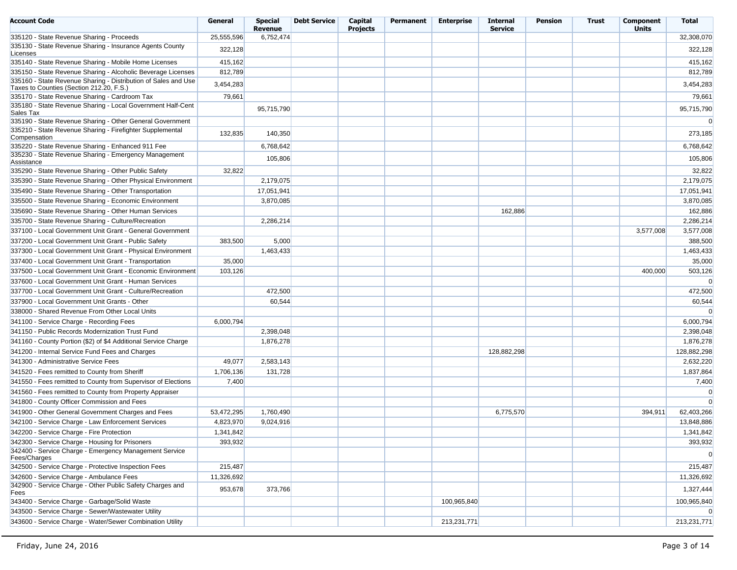| Account Code | General | Special Revenue | Debt Service | Capital Projects | Permanent | Enterprise | Internal Service | Pension | Trust | Component Units | Total |
|---|---|---|---|---|---|---|---|---|---|---|---|
| 335120 - State Revenue Sharing - Proceeds | 25,555,596 | 6,752,474 | | | | | | | | | 32,308,070 |
| 335130 - State Revenue Sharing - Insurance Agents County Licenses | 322,128 | | | | | | | | | | 322,128 |
| 335140 - State Revenue Sharing - Mobile Home Licenses | 415,162 | | | | | | | | | | 415,162 |
| 335150 - State Revenue Sharing - Alcoholic Beverage Licenses | 812,789 | | | | | | | | | | 812,789 |
| 335160 - State Revenue Sharing - Distribution of Sales and Use Taxes to Counties (Section 212.20, F.S.) | 3,454,283 | | | | | | | | | | 3,454,283 |
| 335170 - State Revenue Sharing - Cardroom Tax | 79,661 | | | | | | | | | | 79,661 |
| 335180 - State Revenue Sharing - Local Government Half-Cent Sales Tax | | 95,715,790 | | | | | | | | | 95,715,790 |
| 335190 - State Revenue Sharing - Other General Government | | | | | | | | | | | 0 |
| 335210 - State Revenue Sharing - Firefighter Supplemental Compensation | 132,835 | 140,350 | | | | | | | | | 273,185 |
| 335220 - State Revenue Sharing - Enhanced 911 Fee | | 6,768,642 | | | | | | | | | 6,768,642 |
| 335230 - State Revenue Sharing - Emergency Management Assistance | | 105,806 | | | | | | | | | 105,806 |
| 335290 - State Revenue Sharing - Other Public Safety | 32,822 | | | | | | | | | | 32,822 |
| 335390 - State Revenue Sharing - Other Physical Environment | | 2,179,075 | | | | | | | | | 2,179,075 |
| 335490 - State Revenue Sharing - Other Transportation | | 17,051,941 | | | | | | | | | 17,051,941 |
| 335500 - State Revenue Sharing - Economic Environment | | 3,870,085 | | | | | | | | | 3,870,085 |
| 335690 - State Revenue Sharing - Other Human Services | | | | | | | 162,886 | | | | 162,886 |
| 335700 - State Revenue Sharing - Culture/Recreation | | 2,286,214 | | | | | | | | | 2,286,214 |
| 337100 - Local Government Unit Grant - General Government | | | | | | | | | | 3,577,008 | 3,577,008 |
| 337200 - Local Government Unit Grant - Public Safety | 383,500 | 5,000 | | | | | | | | | 388,500 |
| 337300 - Local Government Unit Grant - Physical Environment | | 1,463,433 | | | | | | | | | 1,463,433 |
| 337400 - Local Government Unit Grant - Transportation | 35,000 | | | | | | | | | | 35,000 |
| 337500 - Local Government Unit Grant - Economic Environment | 103,126 | | | | | | | | | 400,000 | 503,126 |
| 337600 - Local Government Unit Grant - Human Services | | | | | | | | | | | 0 |
| 337700 - Local Government Unit Grant - Culture/Recreation | | 472,500 | | | | | | | | | 472,500 |
| 337900 - Local Government Unit Grants - Other | | 60,544 | | | | | | | | | 60,544 |
| 338000 - Shared Revenue From Other Local Units | | | | | | | | | | | 0 |
| 341100 - Service Charge - Recording Fees | 6,000,794 | | | | | | | | | | 6,000,794 |
| 341150 - Public Records Modernization Trust Fund | | 2,398,048 | | | | | | | | | 2,398,048 |
| 341160 - County Portion ($2) of $4 Additional Service Charge | | 1,876,278 | | | | | | | | | 1,876,278 |
| 341200 - Internal Service Fund Fees and Charges | | | | | | | 128,882,298 | | | | 128,882,298 |
| 341300 - Administrative Service Fees | 49,077 | 2,583,143 | | | | | | | | | 2,632,220 |
| 341520 - Fees remitted to County from Sheriff | 1,706,136 | 131,728 | | | | | | | | | 1,837,864 |
| 341550 - Fees remitted to County from Supervisor of Elections | 7,400 | | | | | | | | | | 7,400 |
| 341560 - Fees remitted to County from Property Appraiser | | | | | | | | | | | 0 |
| 341800 - County Officer Commission and Fees | | | | | | | | | | | 0 |
| 341900 - Other General Government Charges and Fees | 53,472,295 | 1,760,490 | | | | | 6,775,570 | | | 394,911 | 62,403,266 |
| 342100 - Service Charge - Law Enforcement Services | 4,823,970 | 9,024,916 | | | | | | | | | 13,848,886 |
| 342200 - Service Charge - Fire Protection | 1,341,842 | | | | | | | | | | 1,341,842 |
| 342300 - Service Charge - Housing for Prisoners | 393,932 | | | | | | | | | | 393,932 |
| 342400 - Service Charge - Emergency Management Service Fees/Charges | | | | | | | | | | | 0 |
| 342500 - Service Charge - Protective Inspection Fees | 215,487 | | | | | | | | | | 215,487 |
| 342600 - Service Charge - Ambulance Fees | 11,326,692 | | | | | | | | | | 11,326,692 |
| 342900 - Service Charge - Other Public Safety Charges and Fees | 953,678 | 373,766 | | | | | | | | | 1,327,444 |
| 343400 - Service Charge - Garbage/Solid Waste | | | | | | 100,965,840 | | | | | 100,965,840 |
| 343500 - Service Charge - Sewer/Wastewater Utility | | | | | | | | | | | 0 |
| 343600 - Service Charge - Water/Sewer Combination Utility | | | | | | 213,231,771 | | | | | 213,231,771 |

Friday, June 24, 2016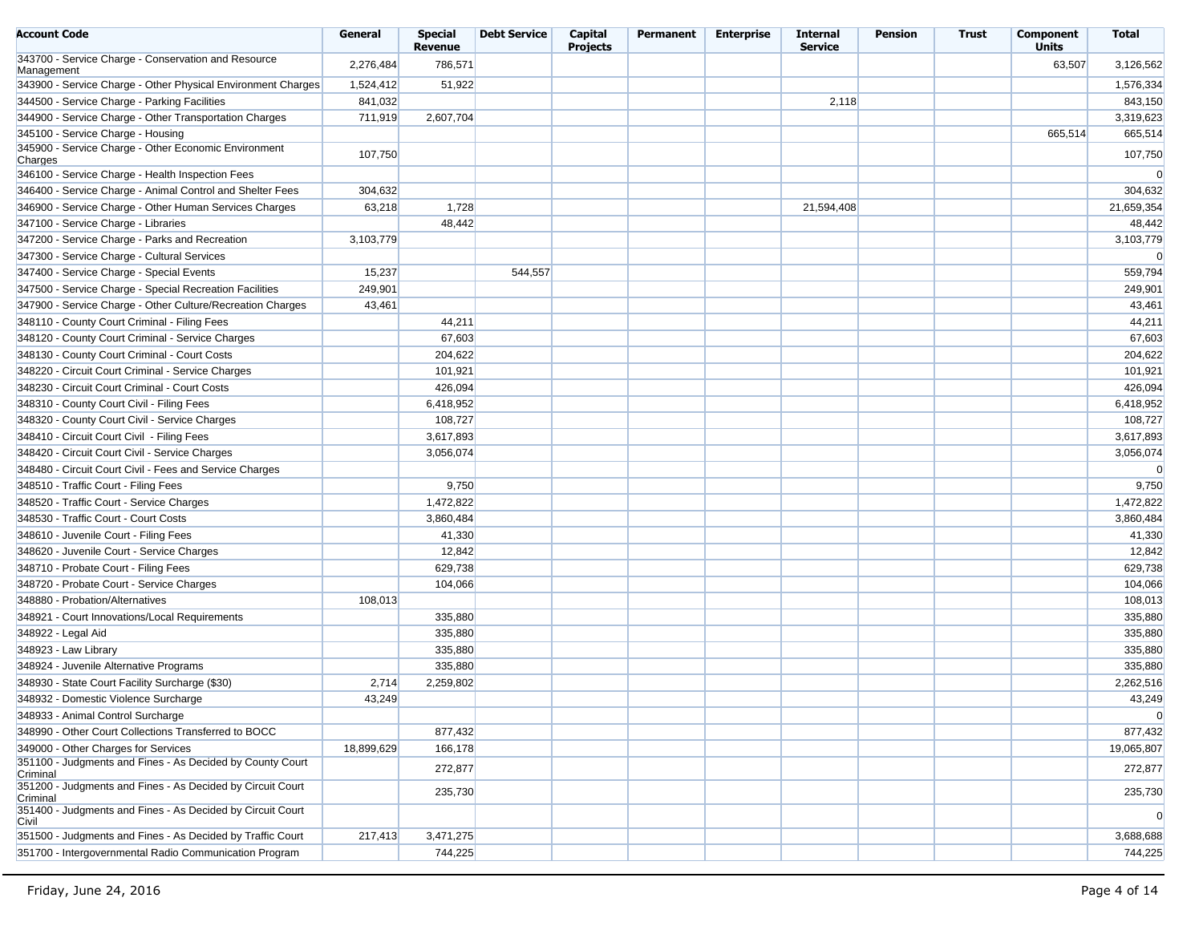| Account Code | General | Special Revenue | Debt Service | Capital Projects | Permanent | Enterprise | Internal Service | Pension | Trust | Component Units | Total |
|---|---|---|---|---|---|---|---|---|---|---|---|
| 343700 - Service Charge - Conservation and Resource Management | 2,276,484 | 786,571 | | | | | | | | 63,507 | 3,126,562 |
| 343900 - Service Charge - Other Physical Environment Charges | 1,524,412 | 51,922 | | | | | | | | | 1,576,334 |
| 344500 - Service Charge - Parking Facilities | 841,032 | | | | | | 2,118 | | | | 843,150 |
| 344900 - Service Charge - Other Transportation Charges | 711,919 | 2,607,704 | | | | | | | | | 3,319,623 |
| 345100 - Service Charge - Housing | | | | | | | | | | 665,514 | 665,514 |
| 345900 - Service Charge - Other Economic Environment Charges | 107,750 | | | | | | | | | | 107,750 |
| 346100 - Service Charge - Health Inspection Fees | | | | | | | | | | | 0 |
| 346400 - Service Charge - Animal Control and Shelter Fees | 304,632 | | | | | | | | | | 304,632 |
| 346900 - Service Charge - Other Human Services Charges | 63,218 | 1,728 | | | | | 21,594,408 | | | | 21,659,354 |
| 347100 - Service Charge - Libraries | | 48,442 | | | | | | | | | 48,442 |
| 347200 - Service Charge - Parks and Recreation | 3,103,779 | | | | | | | | | | 3,103,779 |
| 347300 - Service Charge - Cultural Services | | | | | | | | | | | 0 |
| 347400 - Service Charge - Special Events | 15,237 | | 544,557 | | | | | | | | 559,794 |
| 347500 - Service Charge - Special Recreation Facilities | 249,901 | | | | | | | | | | 249,901 |
| 347900 - Service Charge - Other Culture/Recreation Charges | 43,461 | | | | | | | | | | 43,461 |
| 348110 - County Court Criminal - Filing Fees | | 44,211 | | | | | | | | | 44,211 |
| 348120 - County Court Criminal - Service Charges | | 67,603 | | | | | | | | | 67,603 |
| 348130 - County Court Criminal - Court Costs | | 204,622 | | | | | | | | | 204,622 |
| 348220 - Circuit Court Criminal - Service Charges | | 101,921 | | | | | | | | | 101,921 |
| 348230 - Circuit Court Criminal - Court Costs | | 426,094 | | | | | | | | | 426,094 |
| 348310 - County Court Civil - Filing Fees | | 6,418,952 | | | | | | | | | 6,418,952 |
| 348320 - County Court Civil - Service Charges | | 108,727 | | | | | | | | | 108,727 |
| 348410 - Circuit Court Civil - Filing Fees | | 3,617,893 | | | | | | | | | 3,617,893 |
| 348420 - Circuit Court Civil - Service Charges | | 3,056,074 | | | | | | | | | 3,056,074 |
| 348480 - Circuit Court Civil - Fees and Service Charges | | | | | | | | | | | 0 |
| 348510 - Traffic Court - Filing Fees | | 9,750 | | | | | | | | | 9,750 |
| 348520 - Traffic Court - Service Charges | | 1,472,822 | | | | | | | | | 1,472,822 |
| 348530 - Traffic Court - Court Costs | | 3,860,484 | | | | | | | | | 3,860,484 |
| 348610 - Juvenile Court - Filing Fees | | 41,330 | | | | | | | | | 41,330 |
| 348620 - Juvenile Court - Service Charges | | 12,842 | | | | | | | | | 12,842 |
| 348710 - Probate Court - Filing Fees | | 629,738 | | | | | | | | | 629,738 |
| 348720 - Probate Court - Service Charges | | 104,066 | | | | | | | | | 104,066 |
| 348880 - Probation/Alternatives | 108,013 | | | | | | | | | | 108,013 |
| 348921 - Court Innovations/Local Requirements | | 335,880 | | | | | | | | | 335,880 |
| 348922 - Legal Aid | | 335,880 | | | | | | | | | 335,880 |
| 348923 - Law Library | | 335,880 | | | | | | | | | 335,880 |
| 348924 - Juvenile Alternative Programs | | 335,880 | | | | | | | | | 335,880 |
| 348930 - State Court Facility Surcharge ($30) | 2,714 | 2,259,802 | | | | | | | | | 2,262,516 |
| 348932 - Domestic Violence Surcharge | 43,249 | | | | | | | | | | 43,249 |
| 348933 - Animal Control Surcharge | | | | | | | | | | | 0 |
| 348990 - Other Court Collections Transferred to BOCC | | 877,432 | | | | | | | | | 877,432 |
| 349000 - Other Charges for Services | 18,899,629 | 166,178 | | | | | | | | | 19,065,807 |
| 351100 - Judgments and Fines - As Decided by County Court Criminal | | 272,877 | | | | | | | | | 272,877 |
| 351200 - Judgments and Fines - As Decided by Circuit Court Criminal | | 235,730 | | | | | | | | | 235,730 |
| 351400 - Judgments and Fines - As Decided by Circuit Court Civil | | | | | | | | | | | 0 |
| 351500 - Judgments and Fines - As Decided by Traffic Court | 217,413 | 3,471,275 | | | | | | | | | 3,688,688 |
| 351700 - Intergovernmental Radio Communication Program | | 744,225 | | | | | | | | | 744,225 |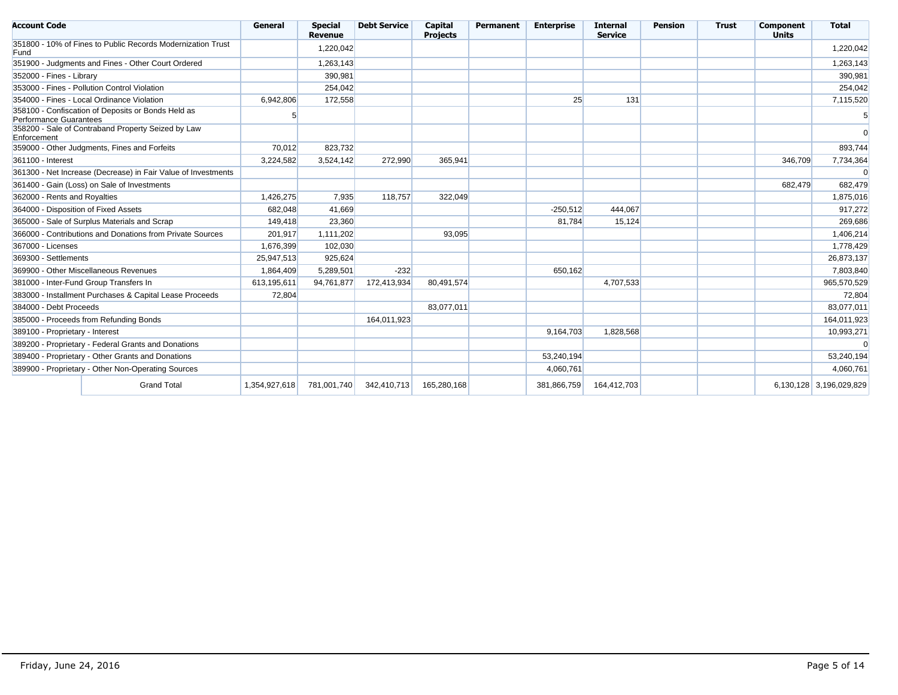| Account Code | General | Special Revenue | Debt Service | Capital Projects | Permanent | Enterprise | Internal Service | Pension | Trust | Component Units | Total |
|---|---|---|---|---|---|---|---|---|---|---|---|
| 351800 - 10% of Fines to Public Records Modernization Trust Fund | | 1,220,042 | | | | | | | | | 1,220,042 |
| 351900 - Judgments and Fines - Other Court Ordered | | 1,263,143 | | | | | | | | | 1,263,143 |
| 352000 - Fines - Library | | 390,981 | | | | | | | | | 390,981 |
| 353000 - Fines - Pollution Control Violation | | 254,042 | | | | | | | | | 254,042 |
| 354000 - Fines - Local Ordinance Violation | 6,942,806 | 172,558 | | | | 25 | 131 | | | | 7,115,520 |
| 358100 - Confiscation of Deposits or Bonds Held as Performance Guarantees | 5 | | | | | | | | | | 5 |
| 358200 - Sale of Contraband Property Seized by Law Enforcement | | | | | | | | | | | 0 |
| 359000 - Other Judgments, Fines and Forfeits | 70,012 | 823,732 | | | | | | | | | 893,744 |
| 361100 - Interest | 3,224,582 | 3,524,142 | 272,990 | 365,941 | | | | | | 346,709 | 7,734,364 |
| 361300 - Net Increase (Decrease) in Fair Value of Investments | | | | | | | | | | | 0 |
| 361400 - Gain (Loss) on Sale of Investments | | | | | | | | | | 682,479 | 682,479 |
| 362000 - Rents and Royalties | 1,426,275 | 7,935 | 118,757 | 322,049 | | | | | | | 1,875,016 |
| 364000 - Disposition of Fixed Assets | 682,048 | 41,669 | | | | -250,512 | 444,067 | | | | 917,272 |
| 365000 - Sale of Surplus Materials and Scrap | 149,418 | 23,360 | | | | 81,784 | 15,124 | | | | 269,686 |
| 366000 - Contributions and Donations from Private Sources | 201,917 | 1,111,202 | | 93,095 | | | | | | | 1,406,214 |
| 367000 - Licenses | 1,676,399 | 102,030 | | | | | | | | | 1,778,429 |
| 369300 - Settlements | 25,947,513 | 925,624 | | | | | | | | | 26,873,137 |
| 369900 - Other Miscellaneous Revenues | 1,864,409 | 5,289,501 | -232 | | | 650,162 | | | | | 7,803,840 |
| 381000 - Inter-Fund Group Transfers In | 613,195,611 | 94,761,877 | 172,413,934 | 80,491,574 | | | 4,707,533 | | | | 965,570,529 |
| 383000 - Installment Purchases & Capital Lease Proceeds | 72,804 | | | | | | | | | | 72,804 |
| 384000 - Debt Proceeds | | | | 83,077,011 | | | | | | | 83,077,011 |
| 385000 - Proceeds from Refunding Bonds | | | 164,011,923 | | | | | | | | 164,011,923 |
| 389100 - Proprietary - Interest | | | | | | 9,164,703 | 1,828,568 | | | | 10,993,271 |
| 389200 - Proprietary - Federal Grants and Donations | | | | | | | | | | | 0 |
| 389400 - Proprietary - Other Grants and Donations | | | | | | 53,240,194 | | | | | 53,240,194 |
| 389900 - Proprietary - Other Non-Operating Sources | | | | | | 4,060,761 | | | | | 4,060,761 |
| Grand Total | 1,354,927,618 | 781,001,740 | 342,410,713 | 165,280,168 | | 381,866,759 | 164,412,703 | | | 6,130,128 | 3,196,029,829 |

Friday, June 24, 2016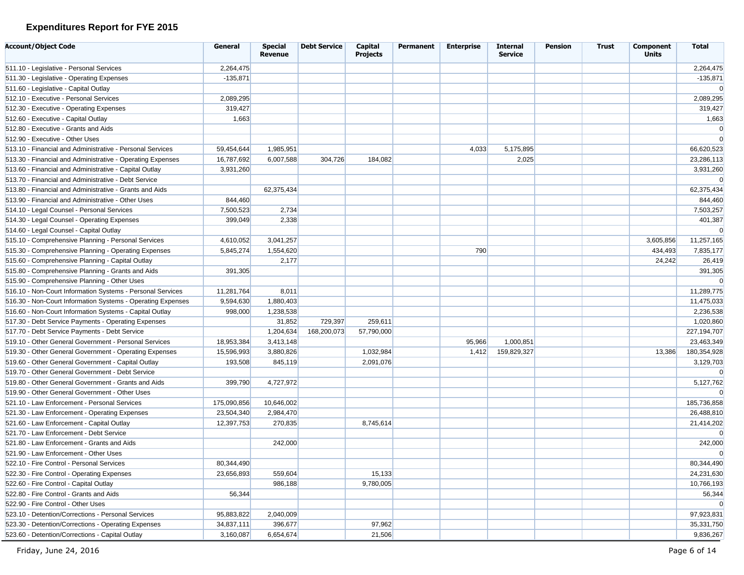## Expenditures Report for FYE 2015

| Account/Object Code | General | Special Revenue | Debt Service | Capital Projects | Permanent | Enterprise | Internal Service | Pension | Trust | Component Units | Total |
|---|---|---|---|---|---|---|---|---|---|---|---|
| 511.10 - Legislative - Personal Services | 2,264,475 | | | | | | | | | | 2,264,475 |
| 511.30 - Legislative - Operating Expenses | -135,871 | | | | | | | | | | -135,871 |
| 511.60 - Legislative - Capital Outlay | | | | | | | | | | | 0 |
| 512.10 - Executive - Personal Services | 2,089,295 | | | | | | | | | | 2,089,295 |
| 512.30 - Executive - Operating Expenses | 319,427 | | | | | | | | | | 319,427 |
| 512.60 - Executive - Capital Outlay | 1,663 | | | | | | | | | | 1,663 |
| 512.80 - Executive - Grants and Aids | | | | | | | | | | | 0 |
| 512.90 - Executive - Other Uses | | | | | | | | | | | 0 |
| 513.10 - Financial and Administrative - Personal Services | 59,454,644 | 1,985,951 | | | | 4,033 | 5,175,895 | | | | 66,620,523 |
| 513.30 - Financial and Administrative - Operating Expenses | 16,787,692 | 6,007,588 | 304,726 | 184,082 | | | 2,025 | | | | 23,286,113 |
| 513.60 - Financial and Administrative - Capital Outlay | 3,931,260 | | | | | | | | | | 3,931,260 |
| 513.70 - Financial and Administrative - Debt Service | | | | | | | | | | | 0 |
| 513.80 - Financial and Administrative - Grants and Aids | | 62,375,434 | | | | | | | | | 62,375,434 |
| 513.90 - Financial and Administrative - Other Uses | 844,460 | | | | | | | | | | 844,460 |
| 514.10 - Legal Counsel - Personal Services | 7,500,523 | 2,734 | | | | | | | | | 7,503,257 |
| 514.30 - Legal Counsel - Operating Expenses | 399,049 | 2,338 | | | | | | | | | 401,387 |
| 514.60 - Legal Counsel - Capital Outlay | | | | | | | | | | | 0 |
| 515.10 - Comprehensive Planning - Personal Services | 4,610,052 | 3,041,257 | | | | | | | | 3,605,856 | 11,257,165 |
| 515.30 - Comprehensive Planning - Operating Expenses | 5,845,274 | 1,554,620 | | | | 790 | | | | 434,493 | 7,835,177 |
| 515.60 - Comprehensive Planning - Capital Outlay | | 2,177 | | | | | | | | 24,242 | 26,419 |
| 515.80 - Comprehensive Planning - Grants and Aids | 391,305 | | | | | | | | | | 391,305 |
| 515.90 - Comprehensive Planning - Other Uses | | | | | | | | | | | 0 |
| 516.10 - Non-Court Information Systems - Personal Services | 11,281,764 | 8,011 | | | | | | | | | 11,289,775 |
| 516.30 - Non-Court Information Systems - Operating Expenses | 9,594,630 | 1,880,403 | | | | | | | | | 11,475,033 |
| 516.60 - Non-Court Information Systems - Capital Outlay | 998,000 | 1,238,538 | | | | | | | | | 2,236,538 |
| 517.30 - Debt Service Payments - Operating Expenses | | 31,852 | 729,397 | 259,611 | | | | | | | 1,020,860 |
| 517.70 - Debt Service Payments - Debt Service | | 1,204,634 | 168,200,073 | 57,790,000 | | | | | | | 227,194,707 |
| 519.10 - Other General Government - Personal Services | 18,953,384 | 3,413,148 | | | | 95,966 | 1,000,851 | | | | 23,463,349 |
| 519.30 - Other General Government - Operating Expenses | 15,596,993 | 3,880,826 | | 1,032,984 | | 1,412 | 159,829,327 | | | 13,386 | 180,354,928 |
| 519.60 - Other General Government - Capital Outlay | 193,508 | 845,119 | | 2,091,076 | | | | | | | 3,129,703 |
| 519.70 - Other General Government - Debt Service | | | | | | | | | | | 0 |
| 519.80 - Other General Government - Grants and Aids | 399,790 | 4,727,972 | | | | | | | | | 5,127,762 |
| 519.90 - Other General Government - Other Uses | | | | | | | | | | | 0 |
| 521.10 - Law Enforcement - Personal Services | 175,090,856 | 10,646,002 | | | | | | | | | 185,736,858 |
| 521.30 - Law Enforcement - Operating Expenses | 23,504,340 | 2,984,470 | | | | | | | | | 26,488,810 |
| 521.60 - Law Enforcement - Capital Outlay | 12,397,753 | 270,835 | | 8,745,614 | | | | | | | 21,414,202 |
| 521.70 - Law Enforcement - Debt Service | | | | | | | | | | | 0 |
| 521.80 - Law Enforcement - Grants and Aids | | 242,000 | | | | | | | | | 242,000 |
| 521.90 - Law Enforcement - Other Uses | | | | | | | | | | | 0 |
| 522.10 - Fire Control - Personal Services | 80,344,490 | | | | | | | | | | 80,344,490 |
| 522.30 - Fire Control - Operating Expenses | 23,656,893 | 559,604 | | 15,133 | | | | | | | 24,231,630 |
| 522.60 - Fire Control - Capital Outlay | | 986,188 | | 9,780,005 | | | | | | | 10,766,193 |
| 522.80 - Fire Control - Grants and Aids | 56,344 | | | | | | | | | | 56,344 |
| 522.90 - Fire Control - Other Uses | | | | | | | | | | | 0 |
| 523.10 - Detention/Corrections - Personal Services | 95,883,822 | 2,040,009 | | | | | | | | | 97,923,831 |
| 523.30 - Detention/Corrections - Operating Expenses | 34,837,111 | 396,677 | | 97,962 | | | | | | | 35,331,750 |
| 523.60 - Detention/Corrections - Capital Outlay | 3,160,087 | 6,654,674 | | 21,506 | | | | | | | 9,836,267 |

Friday, June 24, 2016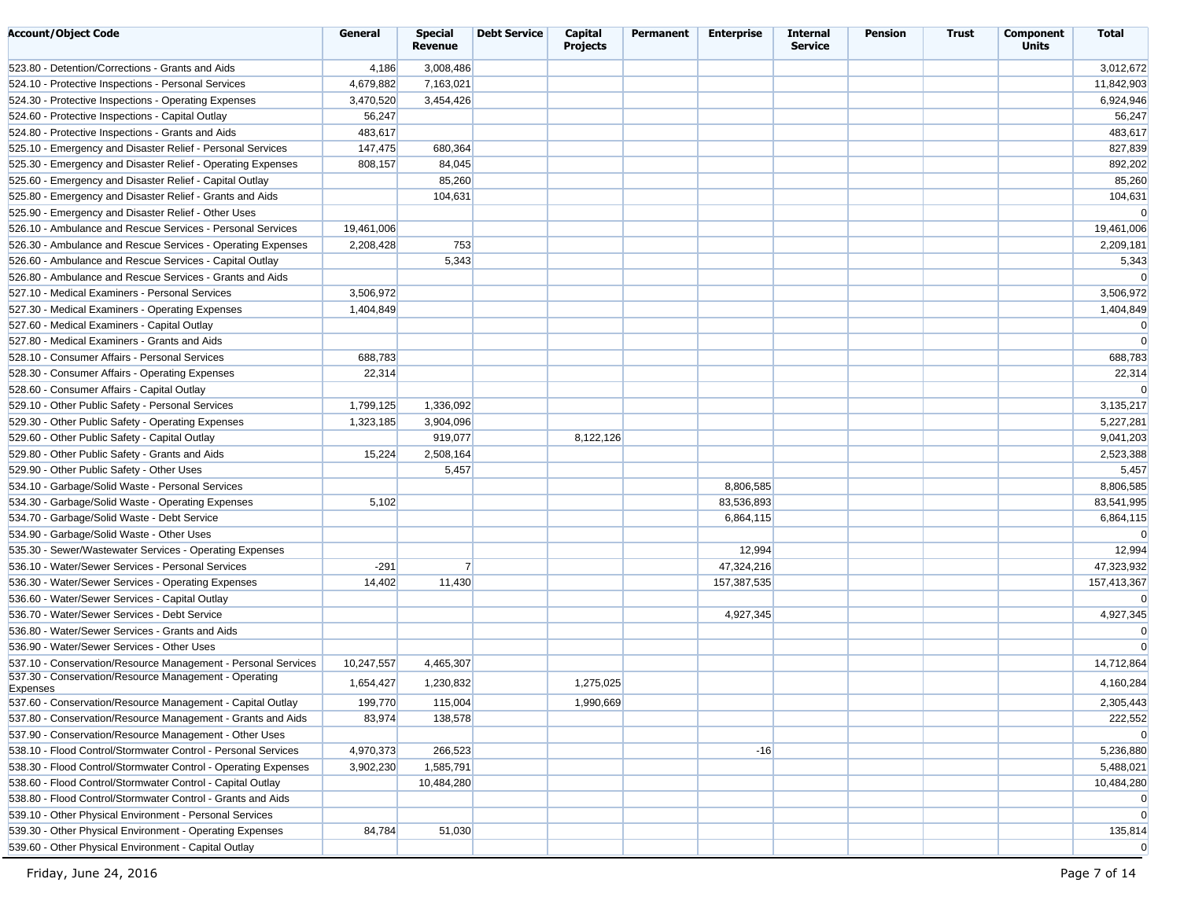| Account/Object Code | General | Special Revenue | Debt Service | Capital Projects | Permanent | Enterprise | Internal Service | Pension | Trust | Component Units | Total |
|---|---|---|---|---|---|---|---|---|---|---|---|
| 523.80 - Detention/Corrections - Grants and Aids | 4,186 | 3,008,486 | | | | | | | | | 3,012,672 |
| 524.10 - Protective Inspections - Personal Services | 4,679,882 | 7,163,021 | | | | | | | | | 11,842,903 |
| 524.30 - Protective Inspections - Operating Expenses | 3,470,520 | 3,454,426 | | | | | | | | | 6,924,946 |
| 524.60 - Protective Inspections - Capital Outlay | 56,247 | | | | | | | | | | 56,247 |
| 524.80 - Protective Inspections - Grants and Aids | 483,617 | | | | | | | | | | 483,617 |
| 525.10 - Emergency and Disaster Relief - Personal Services | 147,475 | 680,364 | | | | | | | | | 827,839 |
| 525.30 - Emergency and Disaster Relief - Operating Expenses | 808,157 | 84,045 | | | | | | | | | 892,202 |
| 525.60 - Emergency and Disaster Relief - Capital Outlay | | 85,260 | | | | | | | | | 85,260 |
| 525.80 - Emergency and Disaster Relief - Grants and Aids | | 104,631 | | | | | | | | | 104,631 |
| 525.90 - Emergency and Disaster Relief - Other Uses | | | | | | | | | | | 0 |
| 526.10 - Ambulance and Rescue Services - Personal Services | 19,461,006 | | | | | | | | | | 19,461,006 |
| 526.30 - Ambulance and Rescue Services - Operating Expenses | 2,208,428 | 753 | | | | | | | | | 2,209,181 |
| 526.60 - Ambulance and Rescue Services - Capital Outlay | | 5,343 | | | | | | | | | 5,343 |
| 526.80 - Ambulance and Rescue Services - Grants and Aids | | | | | | | | | | | 0 |
| 527.10 - Medical Examiners - Personal Services | 3,506,972 | | | | | | | | | | 3,506,972 |
| 527.30 - Medical Examiners - Operating Expenses | 1,404,849 | | | | | | | | | | 1,404,849 |
| 527.60 - Medical Examiners - Capital Outlay | | | | | | | | | | | 0 |
| 527.80 - Medical Examiners - Grants and Aids | | | | | | | | | | | 0 |
| 528.10 - Consumer Affairs - Personal Services | 688,783 | | | | | | | | | | 688,783 |
| 528.30 - Consumer Affairs - Operating Expenses | 22,314 | | | | | | | | | | 22,314 |
| 528.60 - Consumer Affairs - Capital Outlay | | | | | | | | | | | 0 |
| 529.10 - Other Public Safety - Personal Services | 1,799,125 | 1,336,092 | | | | | | | | | 3,135,217 |
| 529.30 - Other Public Safety - Operating Expenses | 1,323,185 | 3,904,096 | | | | | | | | | 5,227,281 |
| 529.60 - Other Public Safety - Capital Outlay | | 919,077 | | 8,122,126 | | | | | | | 9,041,203 |
| 529.80 - Other Public Safety - Grants and Aids | 15,224 | 2,508,164 | | | | | | | | | 2,523,388 |
| 529.90 - Other Public Safety - Other Uses | | 5,457 | | | | | | | | | 5,457 |
| 534.10 - Garbage/Solid Waste - Personal Services | | | | | | 8,806,585 | | | | | 8,806,585 |
| 534.30 - Garbage/Solid Waste - Operating Expenses | 5,102 | | | | | 83,536,893 | | | | | 83,541,995 |
| 534.70 - Garbage/Solid Waste - Debt Service | | | | | | 6,864,115 | | | | | 6,864,115 |
| 534.90 - Garbage/Solid Waste - Other Uses | | | | | | | | | | | 0 |
| 535.30 - Sewer/Wastewater Services - Operating Expenses | | | | | | 12,994 | | | | | 12,994 |
| 536.10 - Water/Sewer Services - Personal Services | -291 | 7 | | | | 47,324,216 | | | | | 47,323,932 |
| 536.30 - Water/Sewer Services - Operating Expenses | 14,402 | 11,430 | | | | 157,387,535 | | | | | 157,413,367 |
| 536.60 - Water/Sewer Services - Capital Outlay | | | | | | | | | | | 0 |
| 536.70 - Water/Sewer Services - Debt Service | | | | | | 4,927,345 | | | | | 4,927,345 |
| 536.80 - Water/Sewer Services - Grants and Aids | | | | | | | | | | | 0 |
| 536.90 - Water/Sewer Services - Other Uses | | | | | | | | | | | 0 |
| 537.10 - Conservation/Resource Management - Personal Services | 10,247,557 | 4,465,307 | | | | | | | | | 14,712,864 |
| 537.30 - Conservation/Resource Management - Operating Expenses | 1,654,427 | 1,230,832 | | 1,275,025 | | | | | | | 4,160,284 |
| 537.60 - Conservation/Resource Management - Capital Outlay | 199,770 | 115,004 | | 1,990,669 | | | | | | | 2,305,443 |
| 537.80 - Conservation/Resource Management - Grants and Aids | 83,974 | 138,578 | | | | | | | | | 222,552 |
| 537.90 - Conservation/Resource Management - Other Uses | | | | | | | | | | | 0 |
| 538.10 - Flood Control/Stormwater Control - Personal Services | 4,970,373 | 266,523 | | | | -16 | | | | | 5,236,880 |
| 538.30 - Flood Control/Stormwater Control - Operating Expenses | 3,902,230 | 1,585,791 | | | | | | | | | 5,488,021 |
| 538.60 - Flood Control/Stormwater Control - Capital Outlay | | 10,484,280 | | | | | | | | | 10,484,280 |
| 538.80 - Flood Control/Stormwater Control - Grants and Aids | | | | | | | | | | | 0 |
| 539.10 - Other Physical Environment - Personal Services | | | | | | | | | | | 0 |
| 539.30 - Other Physical Environment - Operating Expenses | 84,784 | 51,030 | | | | | | | | | 135,814 |
| 539.60 - Other Physical Environment - Capital Outlay | | | | | | | | | | | 0 |

Friday, June 24, 2016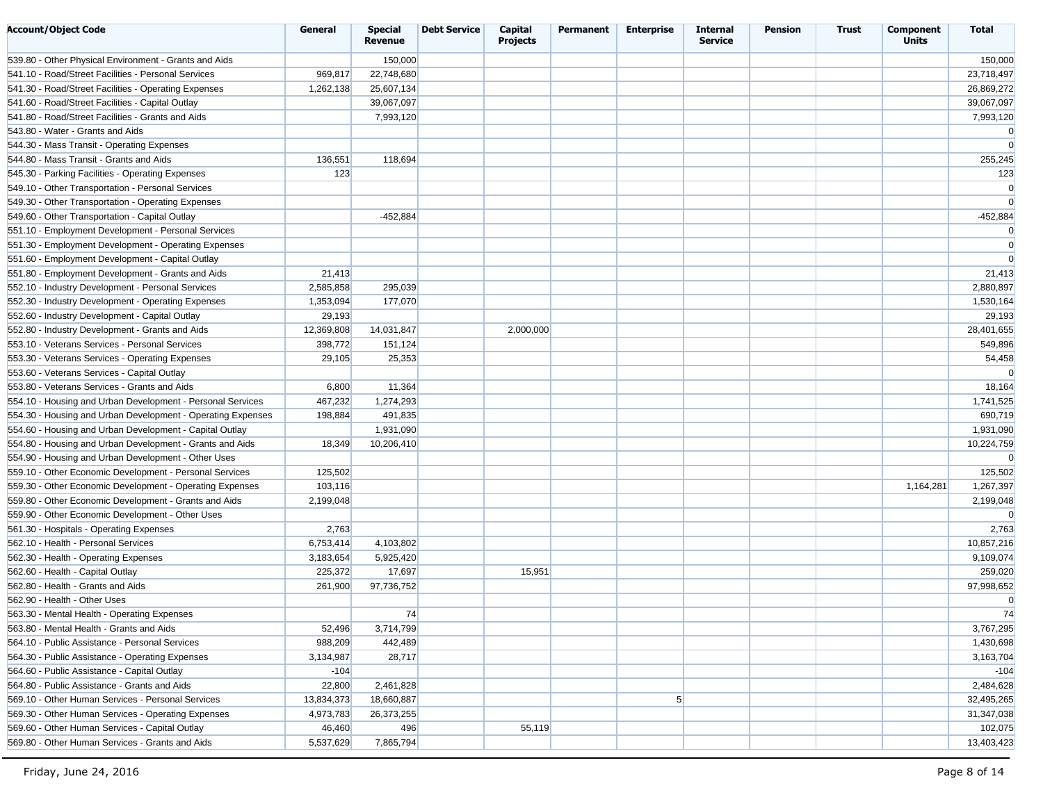| Account/Object Code | General | Special Revenue | Debt Service | Capital Projects | Permanent | Enterprise | Internal Service | Pension | Trust | Component Units | Total |
|---|---|---|---|---|---|---|---|---|---|---|---|
| 539.80 - Other Physical Environment - Grants and Aids | | 150,000 | | | | | | | | | 150,000 |
| 541.10 - Road/Street Facilities - Personal Services | 969,817 | 22,748,680 | | | | | | | | | 23,718,497 |
| 541.30 - Road/Street Facilities - Operating Expenses | 1,262,138 | 25,607,134 | | | | | | | | | 26,869,272 |
| 541.60 - Road/Street Facilities - Capital Outlay | | 39,067,097 | | | | | | | | | 39,067,097 |
| 541.80 - Road/Street Facilities - Grants and Aids | | 7,993,120 | | | | | | | | | 7,993,120 |
| 543.80 - Water - Grants and Aids | | | | | | | | | | | 0 |
| 544.30 - Mass Transit - Operating Expenses | | | | | | | | | | | 0 |
| 544.80 - Mass Transit - Grants and Aids | 136,551 | 118,694 | | | | | | | | | 255,245 |
| 545.30 - Parking Facilities - Operating Expenses | 123 | | | | | | | | | | 123 |
| 549.10 - Other Transportation - Personal Services | | | | | | | | | | | 0 |
| 549.30 - Other Transportation - Operating Expenses | | | | | | | | | | | 0 |
| 549.60 - Other Transportation - Capital Outlay | | -452,884 | | | | | | | | | -452,884 |
| 551.10 - Employment Development - Personal Services | | | | | | | | | | | 0 |
| 551.30 - Employment Development - Operating Expenses | | | | | | | | | | | 0 |
| 551.60 - Employment Development - Capital Outlay | | | | | | | | | | | 0 |
| 551.80 - Employment Development - Grants and Aids | 21,413 | | | | | | | | | | 21,413 |
| 552.10 - Industry Development - Personal Services | 2,585,858 | 295,039 | | | | | | | | | 2,880,897 |
| 552.30 - Industry Development - Operating Expenses | 1,353,094 | 177,070 | | | | | | | | | 1,530,164 |
| 552.60 - Industry Development - Capital Outlay | 29,193 | | | | | | | | | | 29,193 |
| 552.80 - Industry Development - Grants and Aids | 12,369,808 | 14,031,847 | | 2,000,000 | | | | | | | 28,401,655 |
| 553.10 - Veterans Services - Personal Services | 398,772 | 151,124 | | | | | | | | | 549,896 |
| 553.30 - Veterans Services - Operating Expenses | 29,105 | 25,353 | | | | | | | | | 54,458 |
| 553.60 - Veterans Services - Capital Outlay | | | | | | | | | | | 0 |
| 553.80 - Veterans Services - Grants and Aids | 6,800 | 11,364 | | | | | | | | | 18,164 |
| 554.10 - Housing and Urban Development - Personal Services | 467,232 | 1,274,293 | | | | | | | | | 1,741,525 |
| 554.30 - Housing and Urban Development - Operating Expenses | 198,884 | 491,835 | | | | | | | | | 690,719 |
| 554.60 - Housing and Urban Development - Capital Outlay | | 1,931,090 | | | | | | | | | 1,931,090 |
| 554.80 - Housing and Urban Development - Grants and Aids | 18,349 | 10,206,410 | | | | | | | | | 10,224,759 |
| 554.90 - Housing and Urban Development - Other Uses | | | | | | | | | | | 0 |
| 559.10 - Other Economic Development - Personal Services | 125,502 | | | | | | | | | | 125,502 |
| 559.30 - Other Economic Development - Operating Expenses | 103,116 | | | | | | | | | 1,164,281 | 1,267,397 |
| 559.80 - Other Economic Development - Grants and Aids | 2,199,048 | | | | | | | | | | 2,199,048 |
| 559.90 - Other Economic Development - Other Uses | | | | | | | | | | | 0 |
| 561.30 - Hospitals - Operating Expenses | 2,763 | | | | | | | | | | 2,763 |
| 562.10 - Health - Personal Services | 6,753,414 | 4,103,802 | | | | | | | | | 10,857,216 |
| 562.30 - Health - Operating Expenses | 3,183,654 | 5,925,420 | | | | | | | | | 9,109,074 |
| 562.60 - Health - Capital Outlay | 225,372 | 17,697 | | 15,951 | | | | | | | 259,020 |
| 562.80 - Health - Grants and Aids | 261,900 | 97,736,752 | | | | | | | | | 97,998,652 |
| 562.90 - Health - Other Uses | | | | | | | | | | | 0 |
| 563.30 - Mental Health - Operating Expenses | | 74 | | | | | | | | | 74 |
| 563.80 - Mental Health - Grants and Aids | 52,496 | 3,714,799 | | | | | | | | | 3,767,295 |
| 564.10 - Public Assistance - Personal Services | 988,209 | 442,489 | | | | | | | | | 1,430,698 |
| 564.30 - Public Assistance - Operating Expenses | 3,134,987 | 28,717 | | | | | | | | | 3,163,704 |
| 564.60 - Public Assistance - Capital Outlay | -104 | | | | | | | | | | -104 |
| 564.80 - Public Assistance - Grants and Aids | 22,800 | 2,461,828 | | | | | | | | | 2,484,628 |
| 569.10 - Other Human Services - Personal Services | 13,834,373 | 18,660,887 | | | | 5 | | | | | 32,495,265 |
| 569.30 - Other Human Services - Operating Expenses | 4,973,783 | 26,373,255 | | | | | | | | | 31,347,038 |
| 569.60 - Other Human Services - Capital Outlay | 46,460 | 496 | | 55,119 | | | | | | | 102,075 |
| 569.80 - Other Human Services - Grants and Aids | 5,537,629 | 7,865,794 | | | | | | | | | 13,403,423 |

Friday, June 24, 2016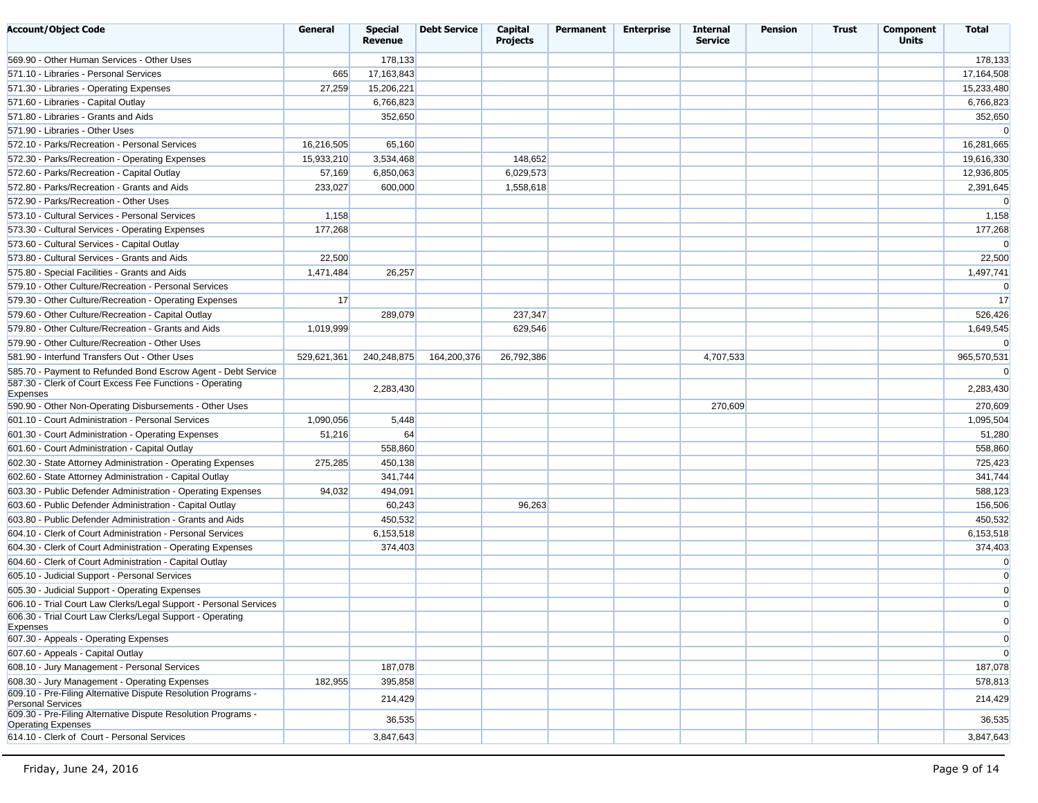| Account/Object Code | General | Special Revenue | Debt Service | Capital Projects | Permanent | Enterprise | Internal Service | Pension | Trust | Component Units | Total |
|---|---|---|---|---|---|---|---|---|---|---|---|
| 569.90 - Other Human Services - Other Uses | | 178,133 | | | | | | | | | 178,133 |
| 571.10 - Libraries - Personal Services | 665 | 17,163,843 | | | | | | | | | 17,164,508 |
| 571.30 - Libraries - Operating Expenses | 27,259 | 15,206,221 | | | | | | | | | 15,233,480 |
| 571.60 - Libraries - Capital Outlay | | 6,766,823 | | | | | | | | | 6,766,823 |
| 571.80 - Libraries - Grants and Aids | | 352,650 | | | | | | | | | 352,650 |
| 571.90 - Libraries - Other Uses | | | | | | | | | | | 0 |
| 572.10 - Parks/Recreation - Personal Services | 16,216,505 | 65,160 | | | | | | | | | 16,281,665 |
| 572.30 - Parks/Recreation - Operating Expenses | 15,933,210 | 3,534,468 | | 148,652 | | | | | | | 19,616,330 |
| 572.60 - Parks/Recreation - Capital Outlay | 57,169 | 6,850,063 | | 6,029,573 | | | | | | | 12,936,805 |
| 572.80 - Parks/Recreation - Grants and Aids | 233,027 | 600,000 | | 1,558,618 | | | | | | | 2,391,645 |
| 572.90 - Parks/Recreation - Other Uses | | | | | | | | | | | 0 |
| 573.10 - Cultural Services - Personal Services | 1,158 | | | | | | | | | | 1,158 |
| 573.30 - Cultural Services - Operating Expenses | 177,268 | | | | | | | | | | 177,268 |
| 573.60 - Cultural Services - Capital Outlay | | | | | | | | | | | 0 |
| 573.80 - Cultural Services - Grants and Aids | 22,500 | | | | | | | | | | 22,500 |
| 575.80 - Special Facilities - Grants and Aids | 1,471,484 | 26,257 | | | | | | | | | 1,497,741 |
| 579.10 - Other Culture/Recreation - Personal Services | | | | | | | | | | | 0 |
| 579.30 - Other Culture/Recreation - Operating Expenses | 17 | | | | | | | | | | 17 |
| 579.60 - Other Culture/Recreation - Capital Outlay | | 289,079 | | 237,347 | | | | | | | 526,426 |
| 579.80 - Other Culture/Recreation - Grants and Aids | 1,019,999 | | | 629,546 | | | | | | | 1,649,545 |
| 579.90 - Other Culture/Recreation - Other Uses | | | | | | | | | | | 0 |
| 581.90 - Interfund Transfers Out - Other Uses | 529,621,361 | 240,248,875 | 164,200,376 | 26,792,386 | | | 4,707,533 | | | | 965,570,531 |
| 585.70 - Payment to Refunded Bond Escrow Agent - Debt Service | | | | | | | | | | | 0 |
| 587.30 - Clerk of Court Excess Fee Functions - Operating Expenses | | 2,283,430 | | | | | | | | | 2,283,430 |
| 590.90 - Other Non-Operating Disbursements - Other Uses | | | | | | | 270,609 | | | | 270,609 |
| 601.10 - Court Administration - Personal Services | 1,090,056 | 5,448 | | | | | | | | | 1,095,504 |
| 601.30 - Court Administration - Operating Expenses | 51,216 | 64 | | | | | | | | | 51,280 |
| 601.60 - Court Administration - Capital Outlay | | 558,860 | | | | | | | | | 558,860 |
| 602.30 - State Attorney Administration - Operating Expenses | 275,285 | 450,138 | | | | | | | | | 725,423 |
| 602.60 - State Attorney Administration - Capital Outlay | | 341,744 | | | | | | | | | 341,744 |
| 603.30 - Public Defender Administration - Operating Expenses | 94,032 | 494,091 | | | | | | | | | 588,123 |
| 603.60 - Public Defender Administration - Capital Outlay | | 60,243 | | 96,263 | | | | | | | 156,506 |
| 603.80 - Public Defender Administration - Grants and Aids | | 450,532 | | | | | | | | | 450,532 |
| 604.10 - Clerk of Court Administration - Personal Services | | 6,153,518 | | | | | | | | | 6,153,518 |
| 604.30 - Clerk of Court Administration - Operating Expenses | | 374,403 | | | | | | | | | 374,403 |
| 604.60 - Clerk of Court Administration - Capital Outlay | | | | | | | | | | | 0 |
| 605.10 - Judicial Support - Personal Services | | | | | | | | | | | 0 |
| 605.30 - Judicial Support - Operating Expenses | | | | | | | | | | | 0 |
| 606.10 - Trial Court Law Clerks/Legal Support - Personal Services | | | | | | | | | | | 0 |
| 606.30 - Trial Court Law Clerks/Legal Support - Operating Expenses | | | | | | | | | | | 0 |
| 607.30 - Appeals - Operating Expenses | | | | | | | | | | | 0 |
| 607.60 - Appeals - Capital Outlay | | | | | | | | | | | 0 |
| 608.10 - Jury Management - Personal Services | | 187,078 | | | | | | | | | 187,078 |
| 608.30 - Jury Management - Operating Expenses | 182,955 | 395,858 | | | | | | | | | 578,813 |
| 609.10 - Pre-Filing Alternative Dispute Resolution Programs - Personal Services | | 214,429 | | | | | | | | | 214,429 |
| 609.30 - Pre-Filing Alternative Dispute Resolution Programs - Operating Expenses | | 36,535 | | | | | | | | | 36,535 |
| 614.10 - Clerk of Court - Personal Services | | 3,847,643 | | | | | | | | | 3,847,643 |

Friday, June 24, 2016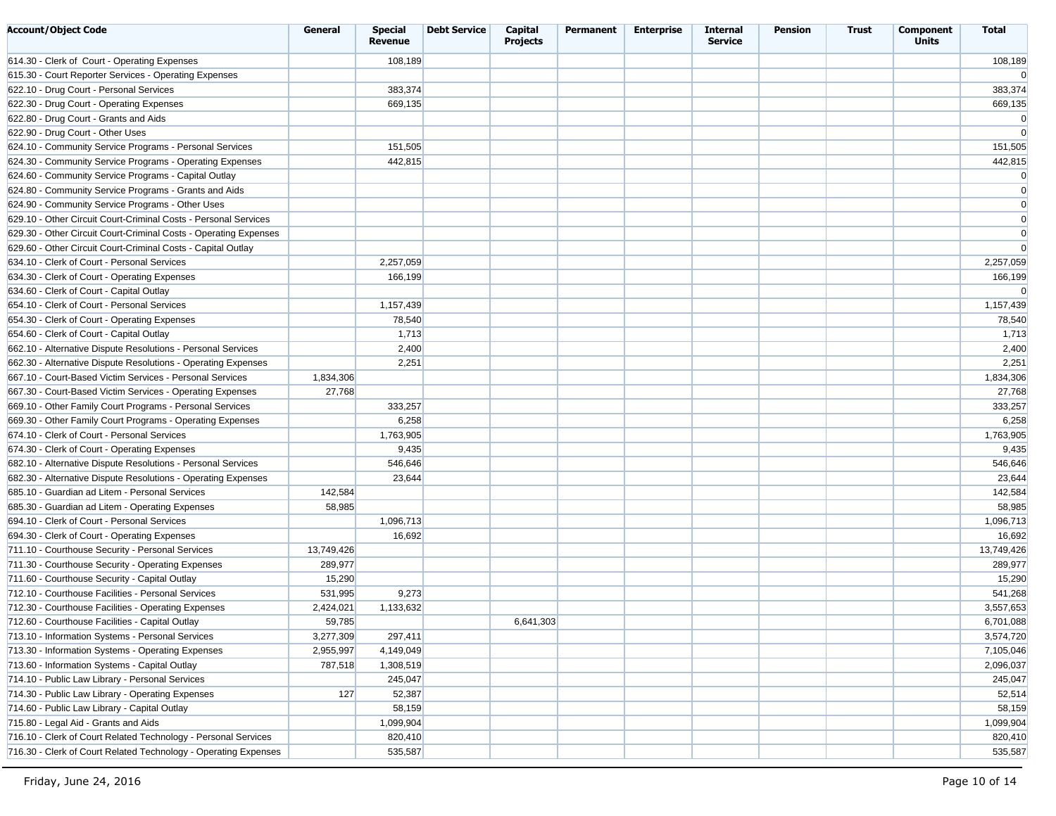| Account/Object Code | General | Special Revenue | Debt Service | Capital Projects | Permanent | Enterprise | Internal Service | Pension | Trust | Component Units | Total |
|---|---|---|---|---|---|---|---|---|---|---|---|
| 614.30 - Clerk of Court - Operating Expenses | | 108,189 | | | | | | | | | 108,189 |
| 615.30 - Court Reporter Services - Operating Expenses | | | | | | | | | | | 0 |
| 622.10 - Drug Court - Personal Services | | 383,374 | | | | | | | | | 383,374 |
| 622.30 - Drug Court - Operating Expenses | | 669,135 | | | | | | | | | 669,135 |
| 622.80 - Drug Court - Grants and Aids | | | | | | | | | | | 0 |
| 622.90 - Drug Court - Other Uses | | | | | | | | | | | 0 |
| 624.10 - Community Service Programs - Personal Services | | 151,505 | | | | | | | | | 151,505 |
| 624.30 - Community Service Programs - Operating Expenses | | 442,815 | | | | | | | | | 442,815 |
| 624.60 - Community Service Programs - Capital Outlay | | | | | | | | | | | 0 |
| 624.80 - Community Service Programs - Grants and Aids | | | | | | | | | | | 0 |
| 624.90 - Community Service Programs - Other Uses | | | | | | | | | | | 0 |
| 629.10 - Other Circuit Court-Criminal Costs - Personal Services | | | | | | | | | | | 0 |
| 629.30 - Other Circuit Court-Criminal Costs - Operating Expenses | | | | | | | | | | | 0 |
| 629.60 - Other Circuit Court-Criminal Costs - Capital Outlay | | | | | | | | | | | 0 |
| 634.10 - Clerk of Court - Personal Services | | 2,257,059 | | | | | | | | | 2,257,059 |
| 634.30 - Clerk of Court - Operating Expenses | | 166,199 | | | | | | | | | 166,199 |
| 634.60 - Clerk of Court - Capital Outlay | | | | | | | | | | | 0 |
| 654.10 - Clerk of Court - Personal Services | | 1,157,439 | | | | | | | | | 1,157,439 |
| 654.30 - Clerk of Court - Operating Expenses | | 78,540 | | | | | | | | | 78,540 |
| 654.60 - Clerk of Court - Capital Outlay | | 1,713 | | | | | | | | | 1,713 |
| 662.10 - Alternative Dispute Resolutions - Personal Services | | 2,400 | | | | | | | | | 2,400 |
| 662.30 - Alternative Dispute Resolutions - Operating Expenses | | 2,251 | | | | | | | | | 2,251 |
| 667.10 - Court-Based Victim Services - Personal Services | 1,834,306 | | | | | | | | | | 1,834,306 |
| 667.30 - Court-Based Victim Services - Operating Expenses | 27,768 | | | | | | | | | | 27,768 |
| 669.10 - Other Family Court Programs - Personal Services | | 333,257 | | | | | | | | | 333,257 |
| 669.30 - Other Family Court Programs - Operating Expenses | | 6,258 | | | | | | | | | 6,258 |
| 674.10 - Clerk of Court - Personal Services | | 1,763,905 | | | | | | | | | 1,763,905 |
| 674.30 - Clerk of Court - Operating Expenses | | 9,435 | | | | | | | | | 9,435 |
| 682.10 - Alternative Dispute Resolutions - Personal Services | | 546,646 | | | | | | | | | 546,646 |
| 682.30 - Alternative Dispute Resolutions - Operating Expenses | | 23,644 | | | | | | | | | 23,644 |
| 685.10 - Guardian ad Litem - Personal Services | 142,584 | | | | | | | | | | 142,584 |
| 685.30 - Guardian ad Litem - Operating Expenses | 58,985 | | | | | | | | | | 58,985 |
| 694.10 - Clerk of Court - Personal Services | | 1,096,713 | | | | | | | | | 1,096,713 |
| 694.30 - Clerk of Court - Operating Expenses | | 16,692 | | | | | | | | | 16,692 |
| 711.10 - Courthouse Security - Personal Services | 13,749,426 | | | | | | | | | | 13,749,426 |
| 711.30 - Courthouse Security - Operating Expenses | 289,977 | | | | | | | | | | 289,977 |
| 711.60 - Courthouse Security - Capital Outlay | 15,290 | | | | | | | | | | 15,290 |
| 712.10 - Courthouse Facilities - Personal Services | 531,995 | 9,273 | | | | | | | | | 541,268 |
| 712.30 - Courthouse Facilities - Operating Expenses | 2,424,021 | 1,133,632 | | | | | | | | | 3,557,653 |
| 712.60 - Courthouse Facilities - Capital Outlay | 59,785 | | | 6,641,303 | | | | | | | 6,701,088 |
| 713.10 - Information Systems - Personal Services | 3,277,309 | 297,411 | | | | | | | | | 3,574,720 |
| 713.30 - Information Systems - Operating Expenses | 2,955,997 | 4,149,049 | | | | | | | | | 7,105,046 |
| 713.60 - Information Systems - Capital Outlay | 787,518 | 1,308,519 | | | | | | | | | 2,096,037 |
| 714.10 - Public Law Library - Personal Services | | 245,047 | | | | | | | | | 245,047 |
| 714.30 - Public Law Library - Operating Expenses | 127 | 52,387 | | | | | | | | | 52,514 |
| 714.60 - Public Law Library - Capital Outlay | | 58,159 | | | | | | | | | 58,159 |
| 715.80 - Legal Aid - Grants and Aids | | 1,099,904 | | | | | | | | | 1,099,904 |
| 716.10 - Clerk of Court Related Technology - Personal Services | | 820,410 | | | | | | | | | 820,410 |
| 716.30 - Clerk of Court Related Technology - Operating Expenses | | 535,587 | | | | | | | | | 535,587 |

Friday, June 24, 2016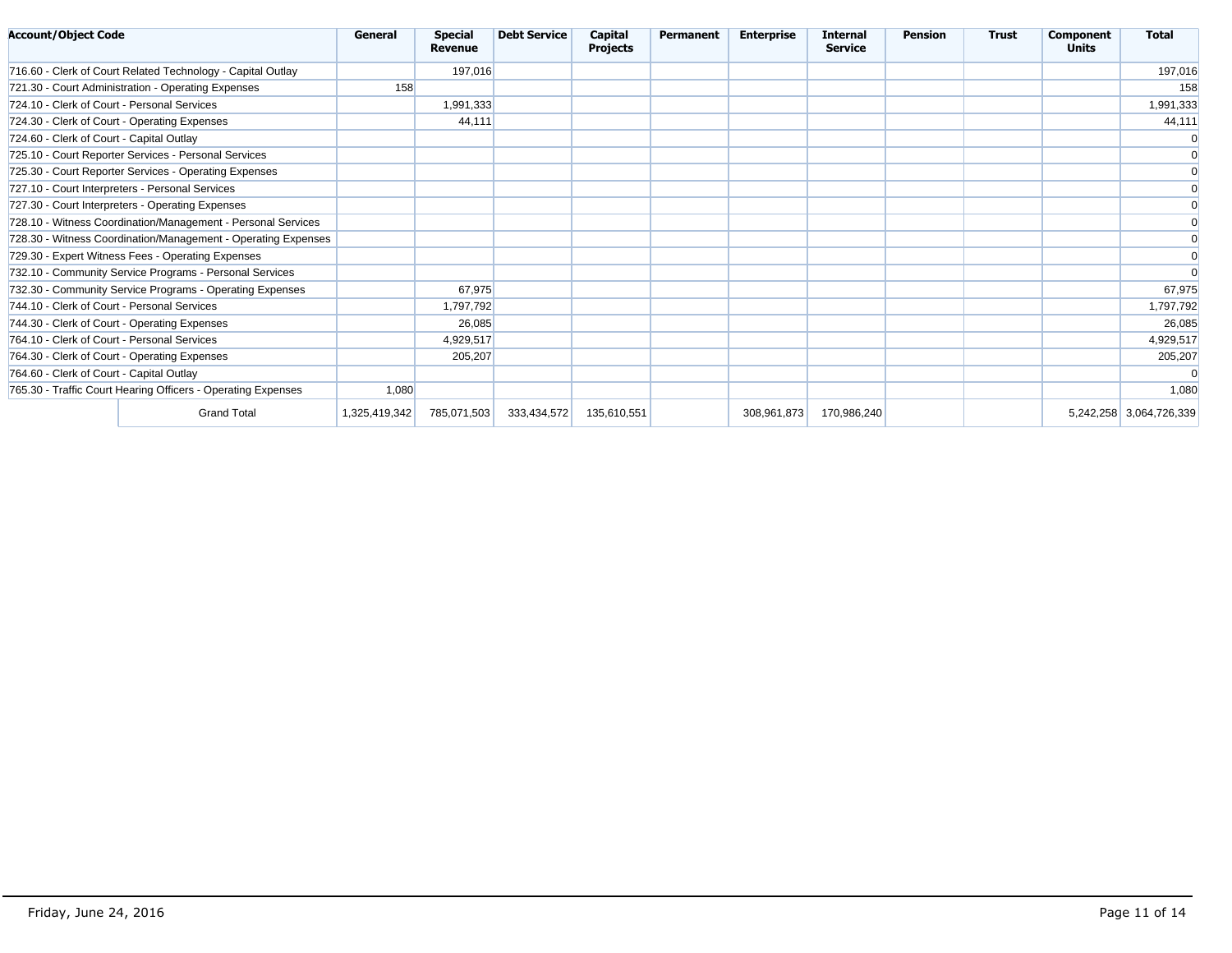| Account/Object Code | General | Special Revenue | Debt Service | Capital Projects | Permanent | Enterprise | Internal Service | Pension | Trust | Component Units | Total |
|---|---|---|---|---|---|---|---|---|---|---|---|
| 716.60 - Clerk of Court Related Technology - Capital Outlay | | 197,016 | | | | | | | | | 197,016 |
| 721.30 - Court Administration - Operating Expenses | 158 | | | | | | | | | | 158 |
| 724.10 - Clerk of Court - Personal Services | | 1,991,333 | | | | | | | | | 1,991,333 |
| 724.30 - Clerk of Court - Operating Expenses | | 44,111 | | | | | | | | | 44,111 |
| 724.60 - Clerk of Court - Capital Outlay | | | | | | | | | | | 0 |
| 725.10 - Court Reporter Services - Personal Services | | | | | | | | | | | 0 |
| 725.30 - Court Reporter Services - Operating Expenses | | | | | | | | | | | 0 |
| 727.10 - Court Interpreters - Personal Services | | | | | | | | | | | 0 |
| 727.30 - Court Interpreters - Operating Expenses | | | | | | | | | | | 0 |
| 728.10 - Witness Coordination/Management - Personal Services | | | | | | | | | | | 0 |
| 728.30 - Witness Coordination/Management - Operating Expenses | | | | | | | | | | | 0 |
| 729.30 - Expert Witness Fees - Operating Expenses | | | | | | | | | | | 0 |
| 732.10 - Community Service Programs - Personal Services | | | | | | | | | | | 0 |
| 732.30 - Community Service Programs - Operating Expenses | | 67,975 | | | | | | | | | 67,975 |
| 744.10 - Clerk of Court - Personal Services | | 1,797,792 | | | | | | | | | 1,797,792 |
| 744.30 - Clerk of Court - Operating Expenses | | 26,085 | | | | | | | | | 26,085 |
| 764.10 - Clerk of Court - Personal Services | | 4,929,517 | | | | | | | | | 4,929,517 |
| 764.30 - Clerk of Court - Operating Expenses | | 205,207 | | | | | | | | | 205,207 |
| 764.60 - Clerk of Court - Capital Outlay | | | | | | | | | | | 0 |
| 765.30 - Traffic Court Hearing Officers - Operating Expenses | 1,080 | | | | | | | | | | 1,080 |
| Grand Total | 1,325,419,342 | 785,071,503 | 333,434,572 | 135,610,551 | | 308,961,873 | 170,986,240 | | | 5,242,258 | 3,064,726,339 |

Friday, June 24, 2016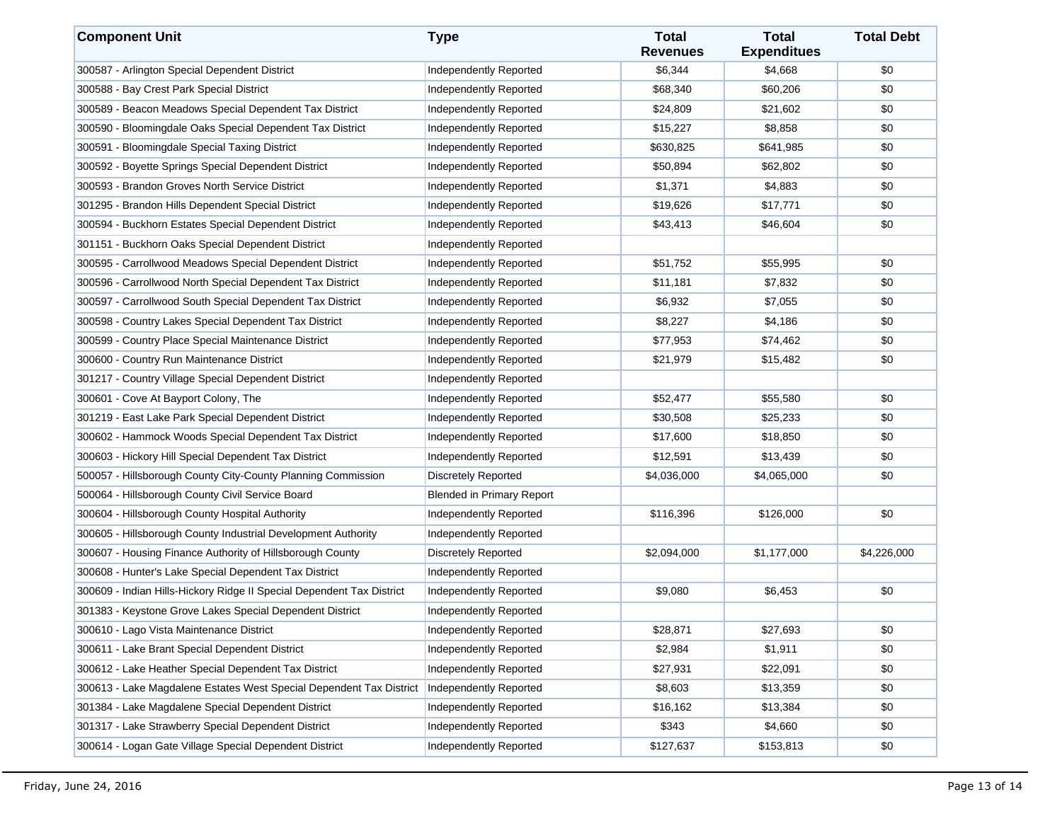| Component Unit | Type | Total Revenues | Total Expenditues | Total Debt |
|---|---|---|---|---|
| 300587 - Arlington Special Dependent District | Independently Reported | $6,344 | $4,668 | $0 |
| 300588 - Bay Crest Park Special District | Independently Reported | $68,340 | $60,206 | $0 |
| 300589 - Beacon Meadows Special Dependent Tax District | Independently Reported | $24,809 | $21,602 | $0 |
| 300590 - Bloomingdale Oaks Special Dependent Tax District | Independently Reported | $15,227 | $8,858 | $0 |
| 300591 - Bloomingdale Special Taxing District | Independently Reported | $630,825 | $641,985 | $0 |
| 300592 - Boyette Springs Special Dependent District | Independently Reported | $50,894 | $62,802 | $0 |
| 300593 - Brandon Groves North Service District | Independently Reported | $1,371 | $4,883 | $0 |
| 301295 - Brandon Hills Dependent Special District | Independently Reported | $19,626 | $17,771 | $0 |
| 300594 - Buckhorn Estates Special Dependent District | Independently Reported | $43,413 | $46,604 | $0 |
| 301151 - Buckhorn Oaks Special Dependent District | Independently Reported | | | |
| 300595 - Carrollwood Meadows Special Dependent District | Independently Reported | $51,752 | $55,995 | $0 |
| 300596 - Carrollwood North Special Dependent Tax District | Independently Reported | $11,181 | $7,832 | $0 |
| 300597 - Carrollwood South Special Dependent Tax District | Independently Reported | $6,932 | $7,055 | $0 |
| 300598 - Country Lakes Special Dependent Tax District | Independently Reported | $8,227 | $4,186 | $0 |
| 300599 - Country Place Special Maintenance District | Independently Reported | $77,953 | $74,462 | $0 |
| 300600 - Country Run Maintenance District | Independently Reported | $21,979 | $15,482 | $0 |
| 301217 - Country Village Special Dependent District | Independently Reported | | | |
| 300601 - Cove At Bayport Colony, The | Independently Reported | $52,477 | $55,580 | $0 |
| 301219 - East Lake Park Special Dependent District | Independently Reported | $30,508 | $25,233 | $0 |
| 300602 - Hammock Woods Special Dependent Tax District | Independently Reported | $17,600 | $18,850 | $0 |
| 300603 - Hickory Hill Special Dependent Tax District | Independently Reported | $12,591 | $13,439 | $0 |
| 500057 - Hillsborough County City-County Planning Commission | Discretely Reported | $4,036,000 | $4,065,000 | $0 |
| 500064 - Hillsborough County Civil Service Board | Blended in Primary Report | | | |
| 300604 - Hillsborough County Hospital Authority | Independently Reported | $116,396 | $126,000 | $0 |
| 300605 - Hillsborough County Industrial Development Authority | Independently Reported | | | |
| 300607 - Housing Finance Authority of Hillsborough County | Discretely Reported | $2,094,000 | $1,177,000 | $4,226,000 |
| 300608 - Hunter's Lake Special Dependent Tax District | Independently Reported | | | |
| 300609 - Indian Hills-Hickory Ridge II Special Dependent Tax District | Independently Reported | $9,080 | $6,453 | $0 |
| 301383 - Keystone Grove Lakes Special Dependent District | Independently Reported | | | |
| 300610 - Lago Vista Maintenance District | Independently Reported | $28,871 | $27,693 | $0 |
| 300611 - Lake Brant Special Dependent District | Independently Reported | $2,984 | $1,911 | $0 |
| 300612 - Lake Heather Special Dependent Tax District | Independently Reported | $27,931 | $22,091 | $0 |
| 300613 - Lake Magdalene Estates West Special Dependent Tax District | Independently Reported | $8,603 | $13,359 | $0 |
| 301384 - Lake Magdalene Special Dependent District | Independently Reported | $16,162 | $13,384 | $0 |
| 301317 - Lake Strawberry Special Dependent District | Independently Reported | $343 | $4,660 | $0 |
| 300614 - Logan Gate Village Special Dependent District | Independently Reported | $127,637 | $153,813 | $0 |

Friday, June 24, 2016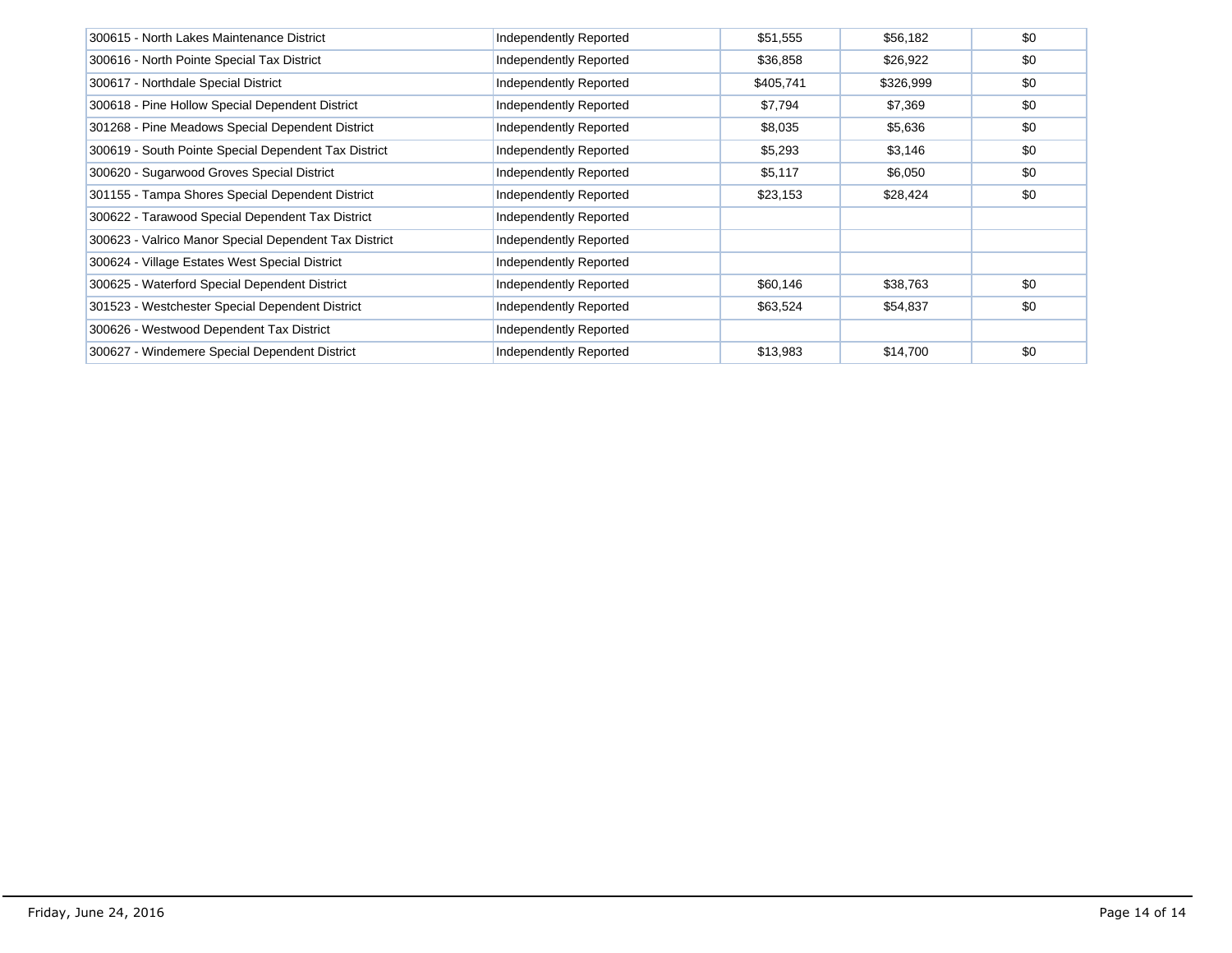| | | | | |
|---|---|---|---|---|
| 300615 - North Lakes Maintenance District | Independently Reported | $51,555 | $56,182 | $0 |
| 300616 - North Pointe Special Tax District | Independently Reported | $36,858 | $26,922 | $0 |
| 300617 - Northdale Special District | Independently Reported | $405,741 | $326,999 | $0 |
| 300618 - Pine Hollow Special Dependent District | Independently Reported | $7,794 | $7,369 | $0 |
| 301268 - Pine Meadows Special Dependent District | Independently Reported | $8,035 | $5,636 | $0 |
| 300619 - South Pointe Special Dependent Tax District | Independently Reported | $5,293 | $3,146 | $0 |
| 300620 - Sugarwood Groves Special District | Independently Reported | $5,117 | $6,050 | $0 |
| 301155 - Tampa Shores Special Dependent District | Independently Reported | $23,153 | $28,424 | $0 |
| 300622 - Tarawood Special Dependent Tax District | Independently Reported | | | |
| 300623 - Valrico Manor Special Dependent Tax District | Independently Reported | | | |
| 300624 - Village Estates West Special District | Independently Reported | | | |
| 300625 - Waterford Special Dependent District | Independently Reported | $60,146 | $38,763 | $0 |
| 301523 - Westchester Special Dependent District | Independently Reported | $63,524 | $54,837 | $0 |
| 300626 - Westwood Dependent Tax District | Independently Reported | | | |
| 300627 - Windemere Special Dependent District | Independently Reported | $13,983 | $14,700 | $0 |

Friday, June 24, 2016